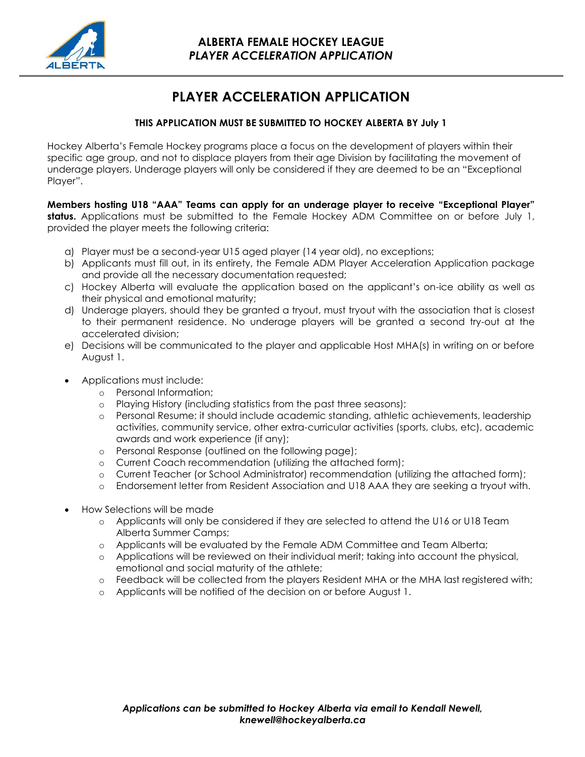# ALBERTA FEMALE HOCKEY LEAGUE
*PLAYER ACCELERATION APPLICATION*

## PLAYER ACCELERATION APPLICATION

**THIS APPLICATION MUST BE SUBMITTED TO HOCKEY ALBERTA BY July 1**

Hockey Alberta's Female Hockey programs place a focus on the development of players within their specific age group, and not to displace players from their age Division by facilitating the movement of underage players. Underage players will only be considered if they are deemed to be an "Exceptional Player".

**Members hosting U18 "AAA" Teams can apply for an underage player to receive "Exceptional Player" status.** Applications must be submitted to the Female Hockey ADM Committee on or before July 1, provided the player meets the following criteria:

a) Player must be a second-year U15 aged player (14 year old), no exceptions;
b) Applicants must fill out, in its entirety, the Female ADM Player Acceleration Application package and provide all the necessary documentation requested;
c) Hockey Alberta will evaluate the application based on the applicant's on-ice ability as well as their physical and emotional maturity;
d) Underage players, should they be granted a tryout, must tryout with the association that is closest to their permanent residence. No underage players will be granted a second try-out at the accelerated division;
e) Decisions will be communicated to the player and applicable Host MHA(s) in writing on or before August 1.

- Applications must include:
  - Personal Information;
  - Playing History (including statistics from the past three seasons);
  - Personal Resume; it should include academic standing, athletic achievements, leadership activities, community service, other extra-curricular activities (sports, clubs, etc), academic awards and work experience (if any);
  - Personal Response (outlined on the following page);
  - Current Coach recommendation (utilizing the attached form);
  - Current Teacher (or School Administrator) recommendation (utilizing the attached form);
  - Endorsement letter from Resident Association and U18 AAA they are seeking a tryout with.

- How Selections will be made
  - Applicants will only be considered if they are selected to attend the U16 or U18 Team Alberta Summer Camps;
  - Applicants will be evaluated by the Female ADM Committee and Team Alberta;
  - Applications will be reviewed on their individual merit; taking into account the physical, emotional and social maturity of the athlete;
  - Feedback will be collected from the players Resident MHA or the MHA last registered with;
  - Applicants will be notified of the decision on or before August 1.

***Applications can be submitted to Hockey Alberta via email to Kendall Newell, knewell@hockeyalberta.ca***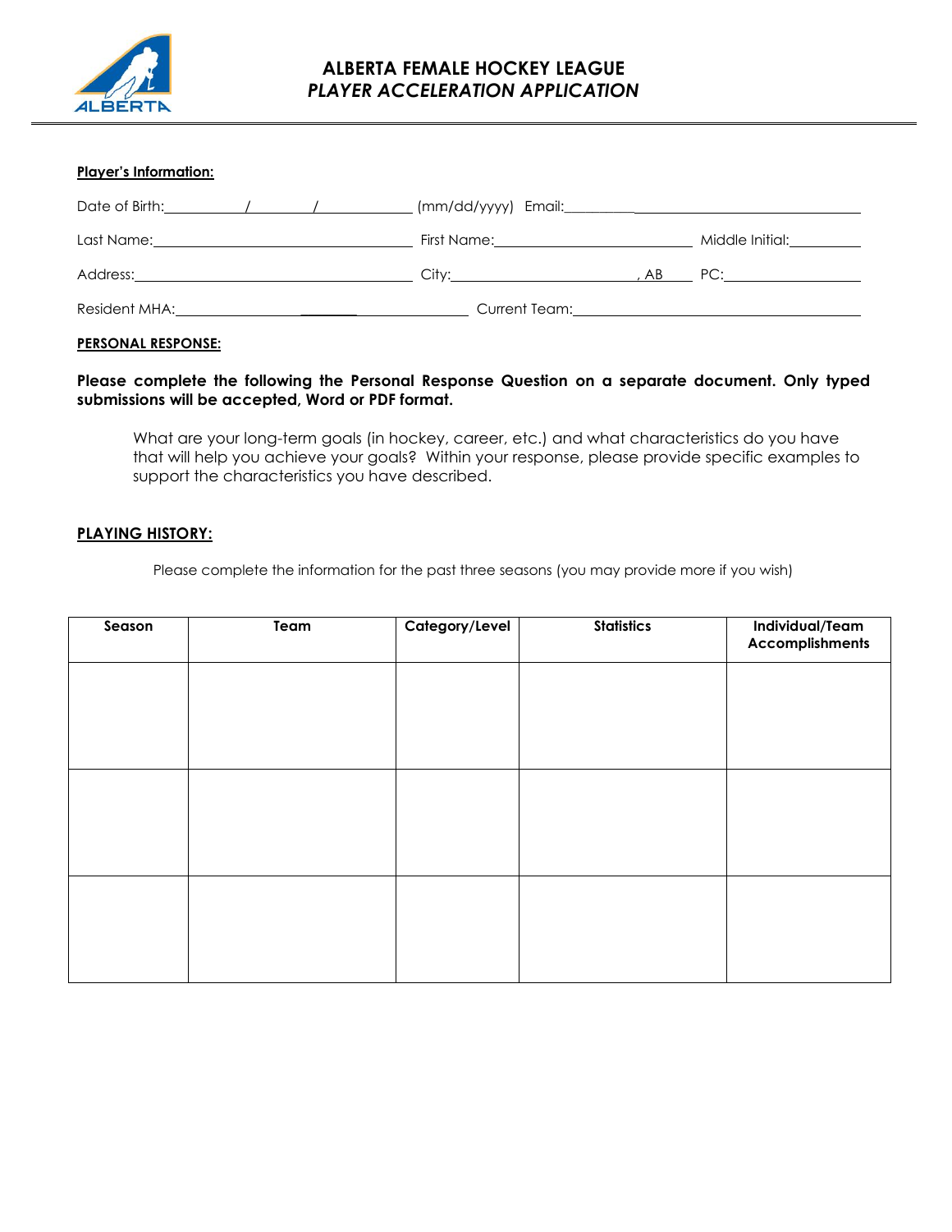# ALBERTA FEMALE HOCKEY LEAGUE
## *PLAYER ACCELERATION APPLICATION*

**Player's Information:**

Date of Birth:\_\_\_\_\_\_\_/\_\_\_\_\_\_\_/\_\_\_\_\_\_\_ (mm/dd/yyyy) Email:\_\_\_\_\_\_\_\_\_\_\_\_\_\_\_\_\_\_\_\_

Last Name:\_\_\_\_\_\_\_\_\_\_\_\_\_\_\_\_\_\_\_\_ First Name:\_\_\_\_\_\_\_\_\_\_\_\_\_\_\_\_\_\_\_\_ Middle Initial:\_\_\_\_\_\_\_\_

Address:\_\_\_\_\_\_\_\_\_\_\_\_\_\_\_\_\_\_\_\_ City:\_\_\_\_\_\_\_\_\_\_\_\_\_\_\_\_, AB PC:\_\_\_\_\_\_\_\_\_\_\_\_

Resident MHA:\_\_\_\_\_\_\_\_\_\_\_\_\_\_\_\_\_\_\_\_ Current Team:\_\_\_\_\_\_\_\_\_\_\_\_\_\_\_\_\_\_\_\_

**PERSONAL RESPONSE:**

**Please complete the following the Personal Response Question on a separate document. Only typed submissions will be accepted, Word or PDF format.**

> What are your long-term goals (in hockey, career, etc.) and what characteristics do you have that will help you achieve your goals? Within your response, please provide specific examples to support the characteristics you have described.

**PLAYING HISTORY:**

Please complete the information for the past three seasons (you may provide more if you wish)

| Season | Team | Category/Level | Statistics | Individual/Team Accomplishments |
|---|---|---|---|---|
| | | | | |
| | | | | |
| | | | | |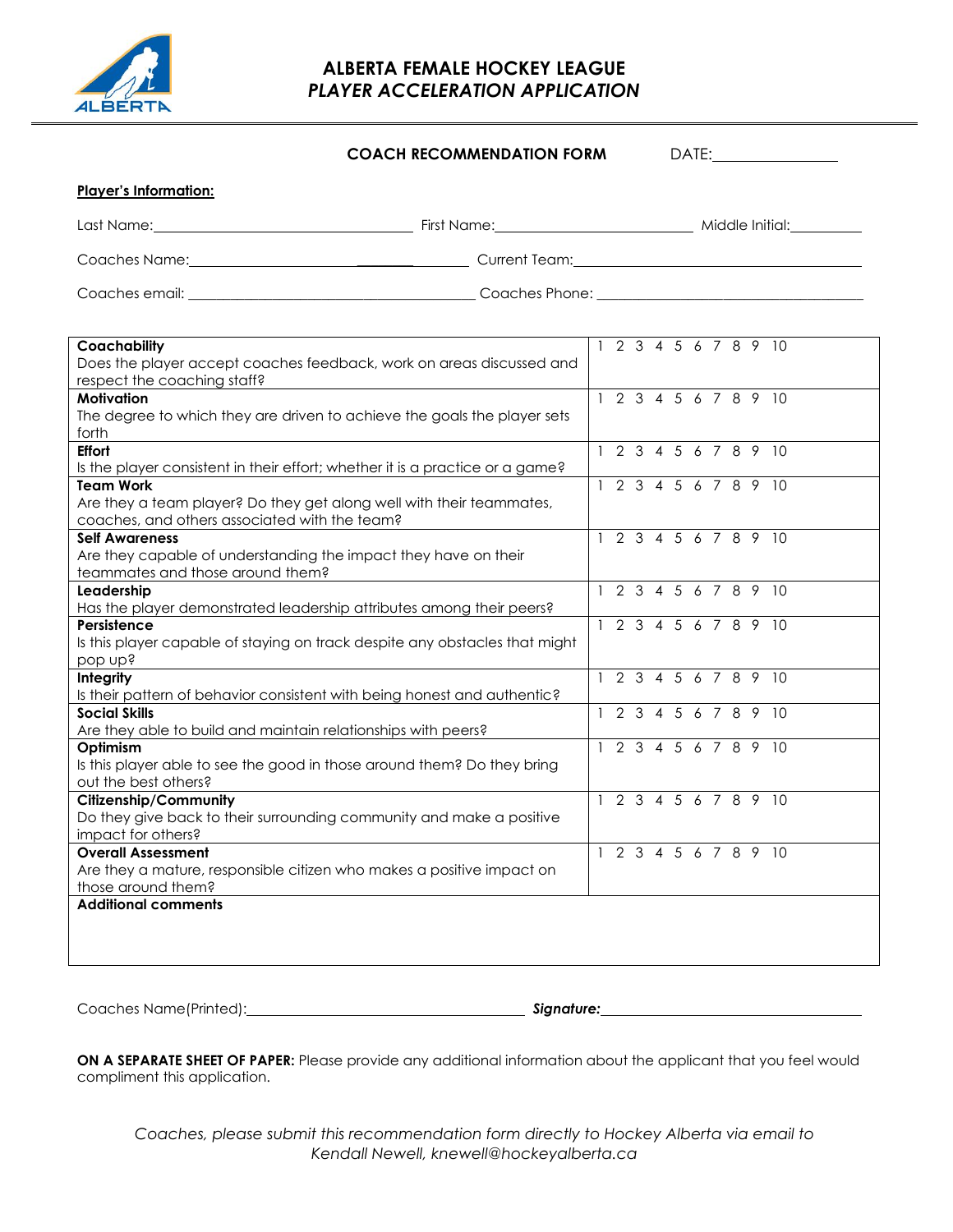# ALBERTA FEMALE HOCKEY LEAGUE
## *PLAYER ACCELERATION APPLICATION*

**COACH RECOMMENDATION FORM** DATE:________________

**Player's Information:**

Last Name:_________________________________ First Name:_________________________ Middle Initial:_________

Coaches Name:_________________________________ Current Team:_________________________________________

Coaches email: _____________________________________ Coaches Phone: ___________________________________

| | |
|---|---|
| **Coachability**<br>Does the player accept coaches feedback, work on areas discussed and respect the coaching staff? | 1 2 3 4 5 6 7 8 9 10 |
| **Motivation**<br>The degree to which they are driven to achieve the goals the player sets forth | 1 2 3 4 5 6 7 8 9 10 |
| **Effort**<br>Is the player consistent in their effort; whether it is a practice or a game? | 1 2 3 4 5 6 7 8 9 10 |
| **Team Work**<br>Are they a team player? Do they get along well with their teammates, coaches, and others associated with the team? | 1 2 3 4 5 6 7 8 9 10 |
| **Self Awareness**<br>Are they capable of understanding the impact they have on their teammates and those around them? | 1 2 3 4 5 6 7 8 9 10 |
| **Leadership**<br>Has the player demonstrated leadership attributes among their peers? | 1 2 3 4 5 6 7 8 9 10 |
| **Persistence**<br>Is this player capable of staying on track despite any obstacles that might pop up? | 1 2 3 4 5 6 7 8 9 10 |
| **Integrity**<br>Is their pattern of behavior consistent with being honest and authentic? | 1 2 3 4 5 6 7 8 9 10 |
| **Social Skills**<br>Are they able to build and maintain relationships with peers? | 1 2 3 4 5 6 7 8 9 10 |
| **Optimism**<br>Is this player able to see the good in those around them? Do they bring out the best others? | 1 2 3 4 5 6 7 8 9 10 |
| **Citizenship/Community**<br>Do they give back to their surrounding community and make a positive impact for others? | 1 2 3 4 5 6 7 8 9 10 |
| **Overall Assessment**<br>Are they a mature, responsible citizen who makes a positive impact on those around them? | 1 2 3 4 5 6 7 8 9 10 |
| **Additional comments** | |

Coaches Name(Printed):_____________________________________ ***Signature:***___________________________________

**ON A SEPARATE SHEET OF PAPER:** Please provide any additional information about the applicant that you feel would compliment this application.

*Coaches, please submit this recommendation form directly to Hockey Alberta via email to Kendall Newell, knewell@hockeyalberta.ca*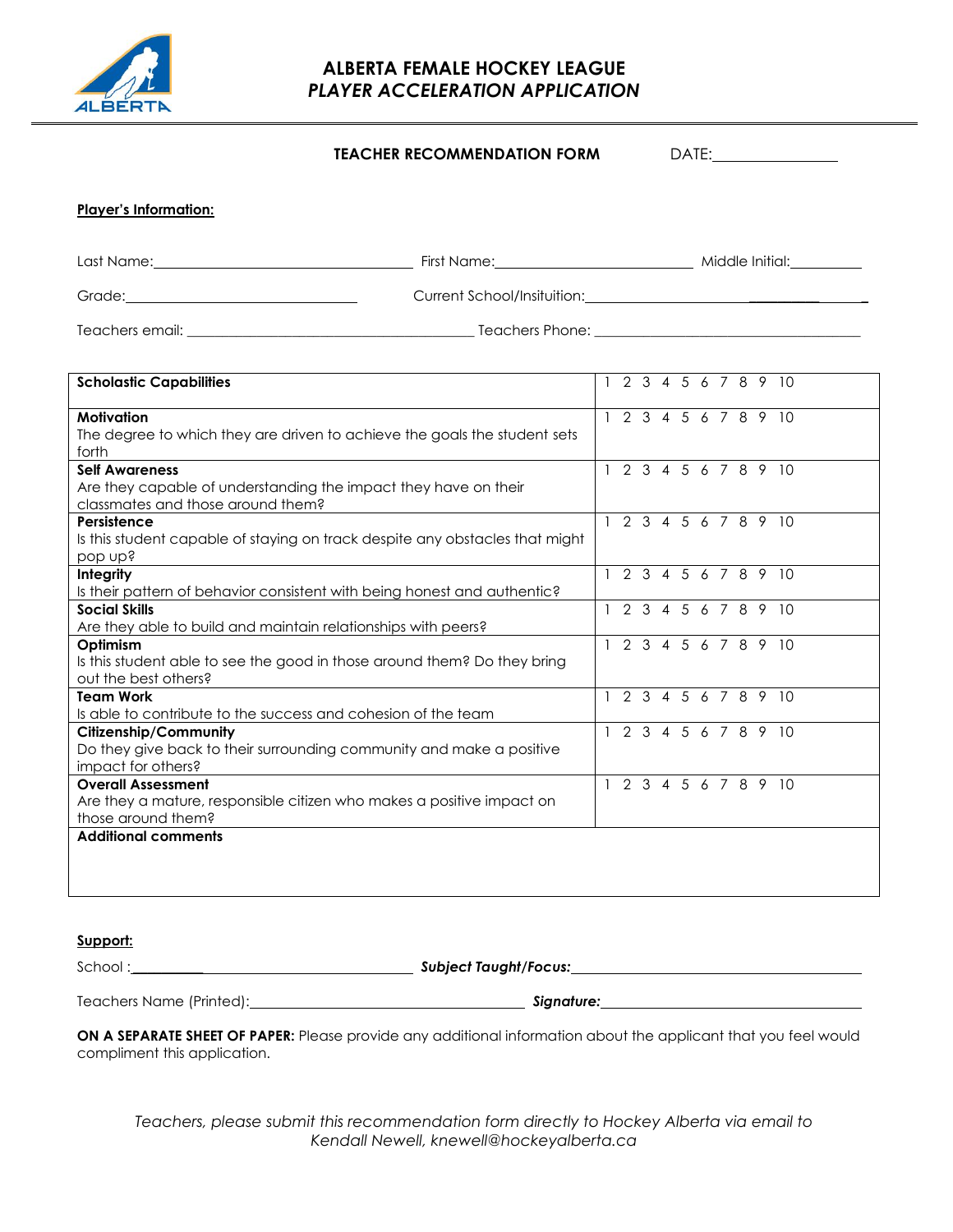# ALBERTA FEMALE HOCKEY LEAGUE
## *PLAYER ACCELERATION APPLICATION*

**TEACHER RECOMMENDATION FORM** DATE:________________

**Player's Information:**

Last Name:______________________________ First Name:________________________ Middle Initial:__________

Grade:______________________________ Current School/Insitution:______________________________

Teachers email: ______________________________________ Teachers Phone: ______________________________________

| | |
|---|---|
| **Scholastic Capabilities** | 1 2 3 4 5 6 7 8 9 10 |
| **Motivation**<br>The degree to which they are driven to achieve the goals the student sets forth | 1 2 3 4 5 6 7 8 9 10 |
| **Self Awareness**<br>Are they capable of understanding the impact they have on their classmates and those around them? | 1 2 3 4 5 6 7 8 9 10 |
| **Persistence**<br>Is this student capable of staying on track despite any obstacles that might pop up? | 1 2 3 4 5 6 7 8 9 10 |
| **Integrity**<br>Is their pattern of behavior consistent with being honest and authentic? | 1 2 3 4 5 6 7 8 9 10 |
| **Social Skills**<br>Are they able to build and maintain relationships with peers? | 1 2 3 4 5 6 7 8 9 10 |
| **Optimism**<br>Is this student able to see the good in those around them? Do they bring out the best others? | 1 2 3 4 5 6 7 8 9 10 |
| **Team Work**<br>Is able to contribute to the success and cohesion of the team | 1 2 3 4 5 6 7 8 9 10 |
| **Citizenship/Community**<br>Do they give back to their surrounding community and make a positive impact for others? | 1 2 3 4 5 6 7 8 9 10 |
| **Overall Assessment**<br>Are they a mature, responsible citizen who makes a positive impact on those around them? | 1 2 3 4 5 6 7 8 9 10 |
| **Additional comments** | |

**Support:**

School :______________________________ ***Subject Taught/Focus:***______________________________

Teachers Name (Printed):______________________________ ***Signature:***______________________________

**ON A SEPARATE SHEET OF PAPER:** Please provide any additional information about the applicant that you feel would compliment this application.

*Teachers, please submit this recommendation form directly to Hockey Alberta via email to Kendall Newell, knewell@hockeyalberta.ca*